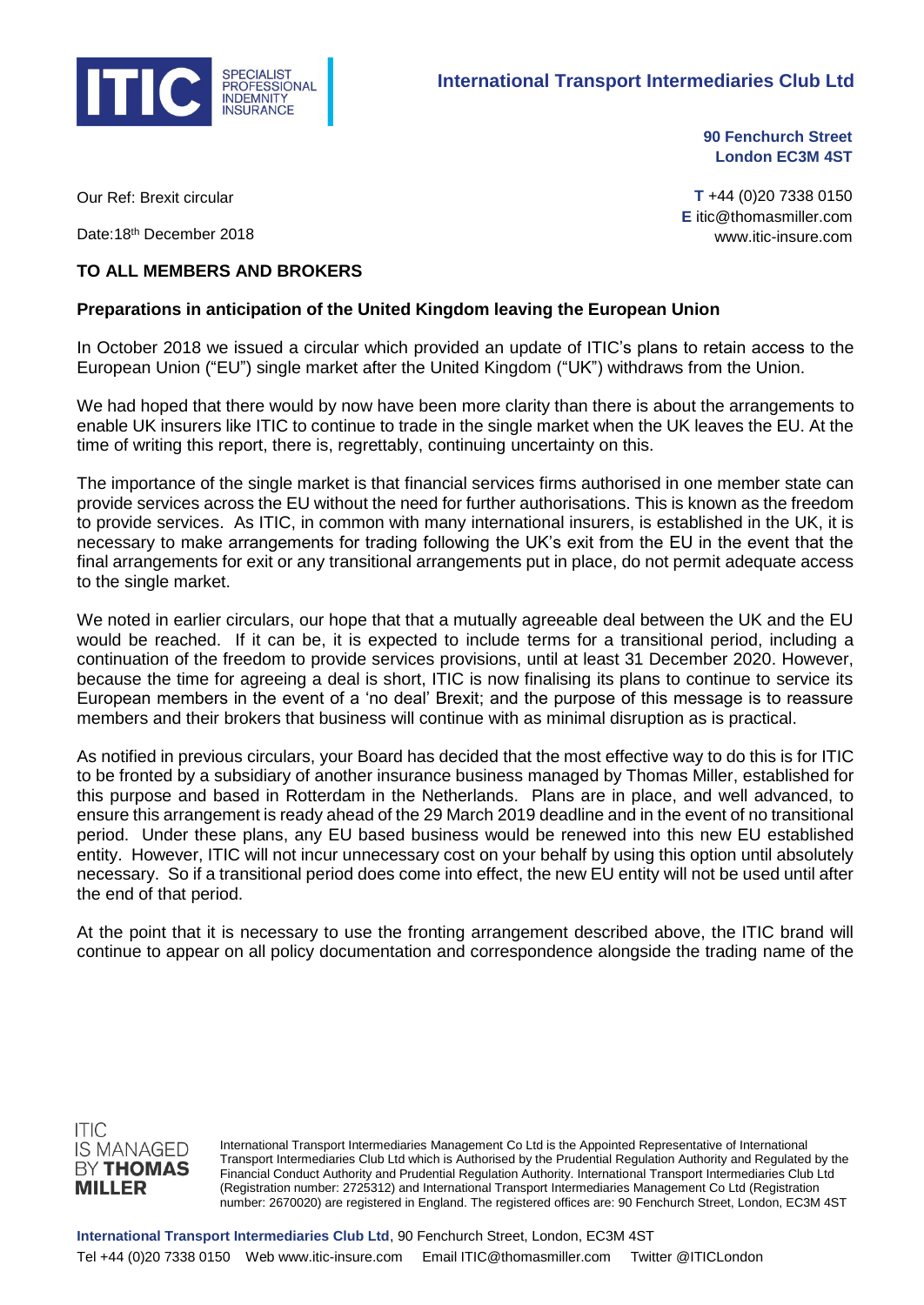**International Transport Intermediaries Club Ltd**

**90 Fenchurch Street**
**London EC3M 4ST**

**T** +44 (0)20 7338 0150
**E** itic@thomasmiller.com
www.itic-insure.com

Our Ref: Brexit circular

Date:18th December 2018

**TO ALL MEMBERS AND BROKERS**

**Preparations in anticipation of the United Kingdom leaving the European Union**

In October 2018 we issued a circular which provided an update of ITIC's plans to retain access to the European Union ("EU") single market after the United Kingdom ("UK") withdraws from the Union.

We had hoped that there would by now have been more clarity than there is about the arrangements to enable UK insurers like ITIC to continue to trade in the single market when the UK leaves the EU. At the time of writing this report, there is, regrettably, continuing uncertainty on this.

The importance of the single market is that financial services firms authorised in one member state can provide services across the EU without the need for further authorisations. This is known as the freedom to provide services. As ITIC, in common with many international insurers, is established in the UK, it is necessary to make arrangements for trading following the UK's exit from the EU in the event that the final arrangements for exit or any transitional arrangements put in place, do not permit adequate access to the single market.

We noted in earlier circulars, our hope that that a mutually agreeable deal between the UK and the EU would be reached. If it can be, it is expected to include terms for a transitional period, including a continuation of the freedom to provide services provisions, until at least 31 December 2020. However, because the time for agreeing a deal is short, ITIC is now finalising its plans to continue to service its European members in the event of a 'no deal' Brexit; and the purpose of this message is to reassure members and their brokers that business will continue with as minimal disruption as is practical.

As notified in previous circulars, your Board has decided that the most effective way to do this is for ITIC to be fronted by a subsidiary of another insurance business managed by Thomas Miller, established for this purpose and based in Rotterdam in the Netherlands. Plans are in place, and well advanced, to ensure this arrangement is ready ahead of the 29 March 2019 deadline and in the event of no transitional period. Under these plans, any EU based business would be renewed into this new EU established entity. However, ITIC will not incur unnecessary cost on your behalf by using this option until absolutely necessary. So if a transitional period does come into effect, the new EU entity will not be used until after the end of that period.

At the point that it is necessary to use the fronting arrangement described above, the ITIC brand will continue to appear on all policy documentation and correspondence alongside the trading name of the

ITIC IS MANAGED BY **THOMAS MILLER**

International Transport Intermediaries Management Co Ltd is the Appointed Representative of International Transport Intermediaries Club Ltd which is Authorised by the Prudential Regulation Authority and Regulated by the Financial Conduct Authority and Prudential Regulation Authority. International Transport Intermediaries Club Ltd (Registration number: 2725312) and International Transport Intermediaries Management Co Ltd (Registration number: 2670020) are registered in England. The registered offices are: 90 Fenchurch Street, London, EC3M 4ST

**International Transport Intermediaries Club Ltd**, 90 Fenchurch Street, London, EC3M 4ST
Tel +44 (0)20 7338 0150 Web www.itic-insure.com Email ITIC@thomasmiller.com Twitter @ITICLondon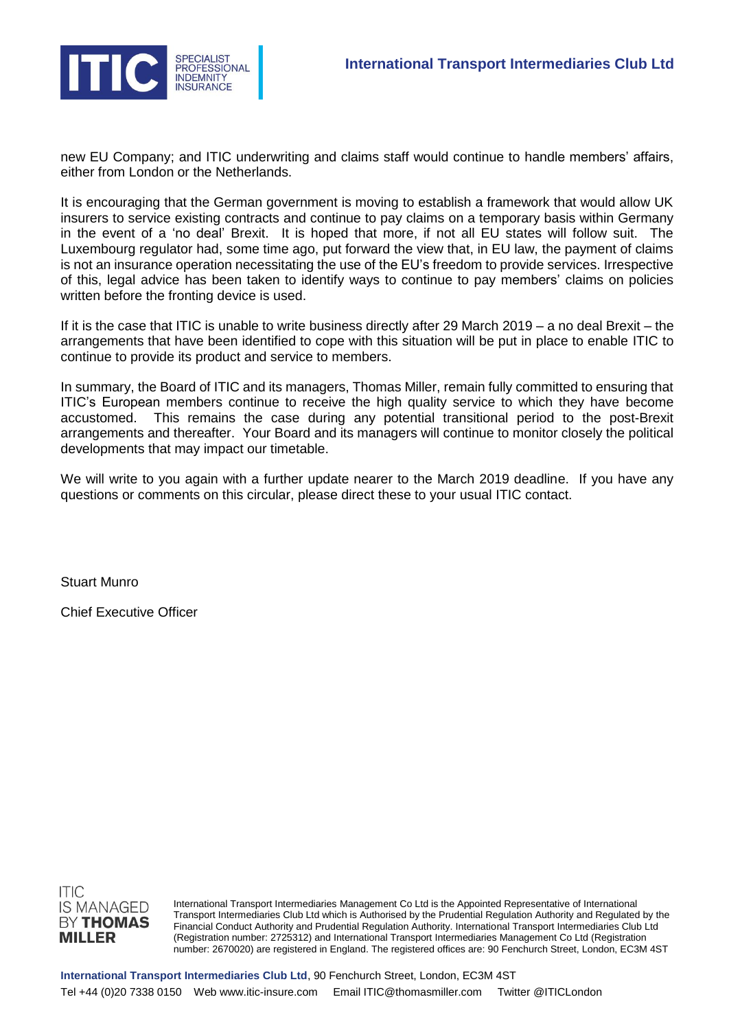new EU Company; and ITIC underwriting and claims staff would continue to handle members' affairs, either from London or the Netherlands.

It is encouraging that the German government is moving to establish a framework that would allow UK insurers to service existing contracts and continue to pay claims on a temporary basis within Germany in the event of a 'no deal' Brexit. It is hoped that more, if not all EU states will follow suit. The Luxembourg regulator had, some time ago, put forward the view that, in EU law, the payment of claims is not an insurance operation necessitating the use of the EU's freedom to provide services. Irrespective of this, legal advice has been taken to identify ways to continue to pay members' claims on policies written before the fronting device is used.

If it is the case that ITIC is unable to write business directly after 29 March 2019 – a no deal Brexit – the arrangements that have been identified to cope with this situation will be put in place to enable ITIC to continue to provide its product and service to members.

In summary, the Board of ITIC and its managers, Thomas Miller, remain fully committed to ensuring that ITIC's European members continue to receive the high quality service to which they have become accustomed. This remains the case during any potential transitional period to the post-Brexit arrangements and thereafter. Your Board and its managers will continue to monitor closely the political developments that may impact our timetable.

We will write to you again with a further update nearer to the March 2019 deadline. If you have any questions or comments on this circular, please direct these to your usual ITIC contact.

Stuart Munro

Chief Executive Officer

ITIC IS MANAGED BY **THOMAS MILLER**

International Transport Intermediaries Management Co Ltd is the Appointed Representative of International Transport Intermediaries Club Ltd which is Authorised by the Prudential Regulation Authority and Regulated by the Financial Conduct Authority and Prudential Regulation Authority. International Transport Intermediaries Club Ltd (Registration number: 2725312) and International Transport Intermediaries Management Co Ltd (Registration number: 2670020) are registered in England. The registered offices are: 90 Fenchurch Street, London, EC3M 4ST